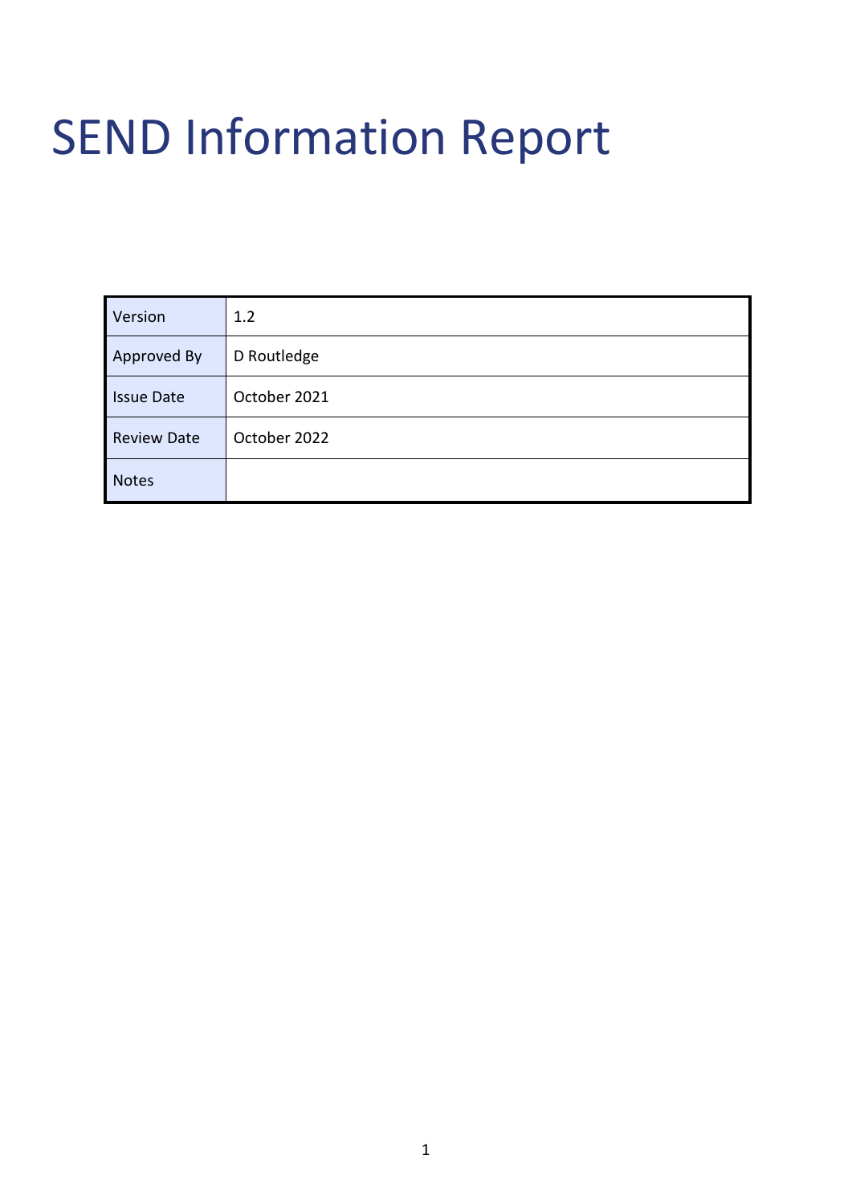# SEND Information Report

| Version | 1.2 |
| --- | --- |
| Approved By | D Routledge |
| Issue Date | October 2021 |
| Review Date | October 2022 |
| Notes | |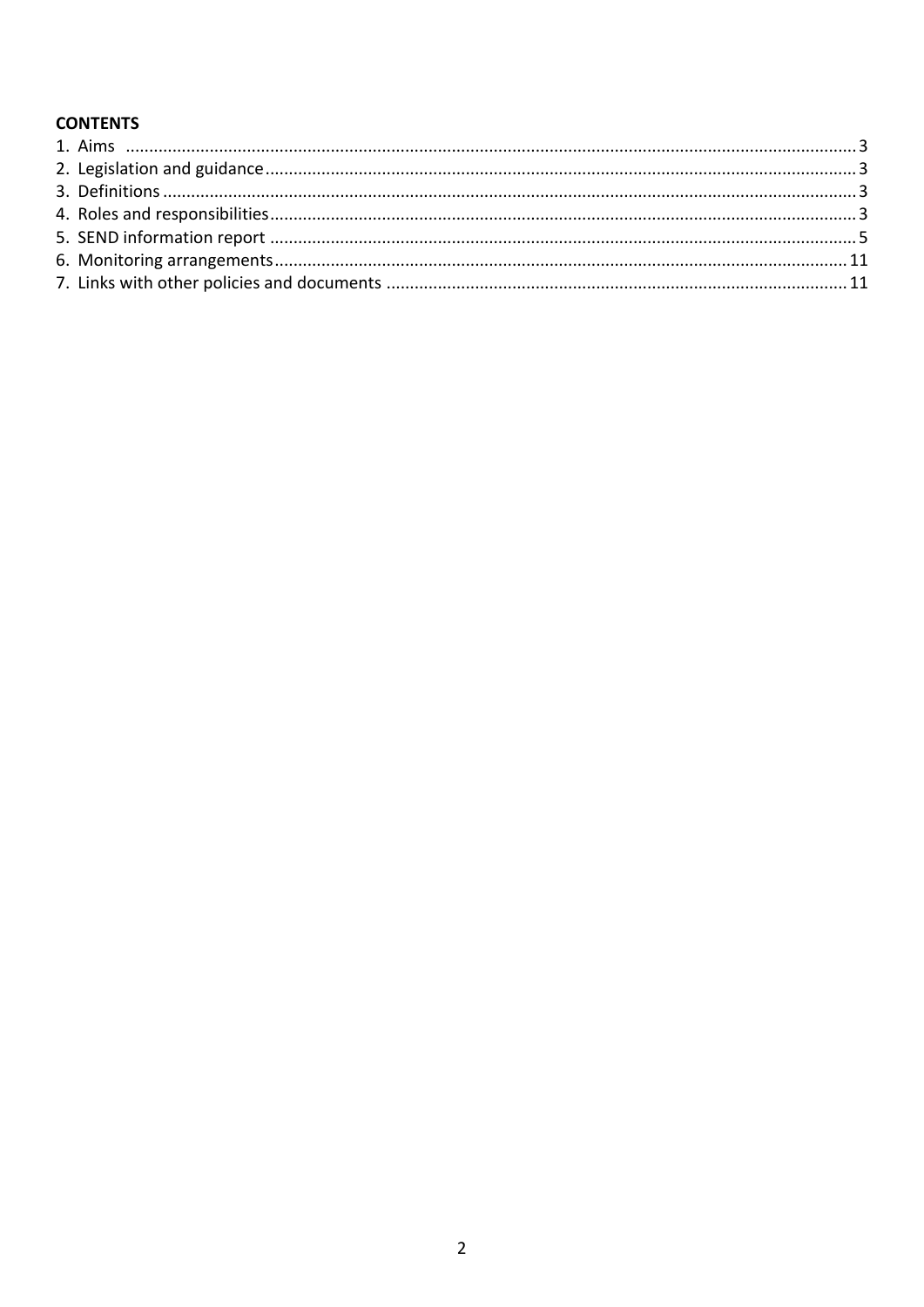**CONTENTS**

1. Aims ........................................................................................................................................... 3
2. Legislation and guidance ............................................................................................................. 3
3. Definitions .................................................................................................................................... 3
4. Roles and responsibilities ............................................................................................................. 3
5. SEND information report ............................................................................................................. 5
6. Monitoring arrangements .......................................................................................................... 11
7. Links with other policies and documents .................................................................................. 11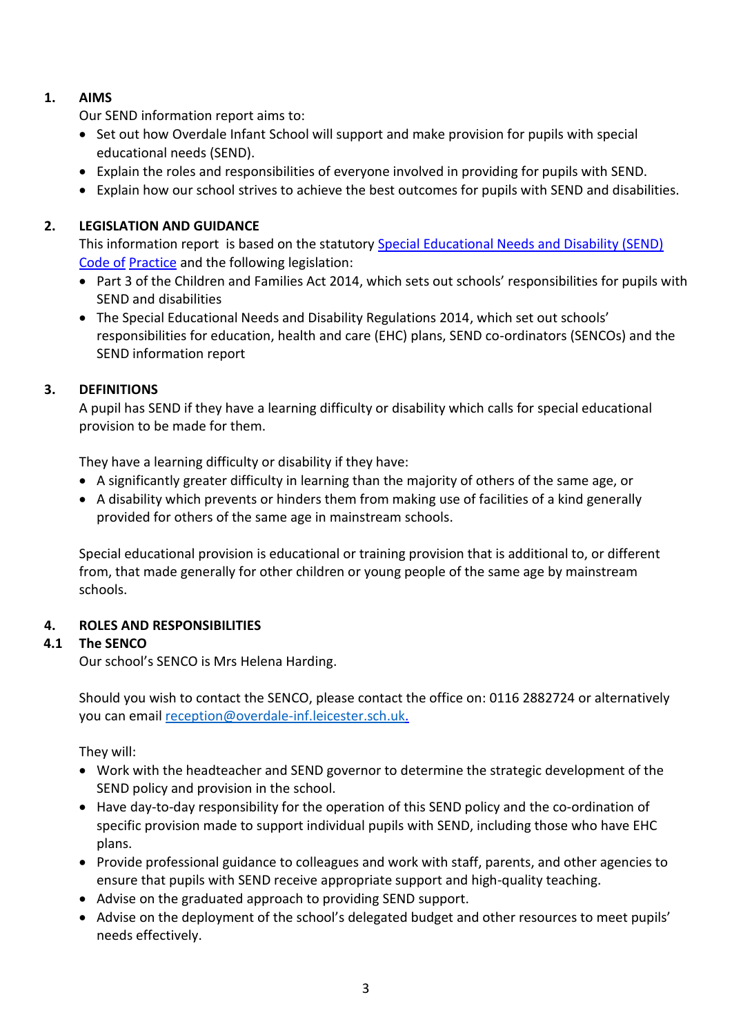## 1. AIMS

Our SEND information report aims to:

- Set out how Overdale Infant School will support and make provision for pupils with special educational needs (SEND).
- Explain the roles and responsibilities of everyone involved in providing for pupils with SEND.
- Explain how our school strives to achieve the best outcomes for pupils with SEND and disabilities.

## 2. LEGISLATION AND GUIDANCE

This information report is based on the statutory [Special Educational Needs and Disability (SEND) Code of Practice]() and the following legislation:

- Part 3 of the Children and Families Act 2014, which sets out schools' responsibilities for pupils with SEND and disabilities
- The Special Educational Needs and Disability Regulations 2014, which set out schools' responsibilities for education, health and care (EHC) plans, SEND co-ordinators (SENCOs) and the SEND information report

## 3. DEFINITIONS

A pupil has SEND if they have a learning difficulty or disability which calls for special educational provision to be made for them.

They have a learning difficulty or disability if they have:

- A significantly greater difficulty in learning than the majority of others of the same age, or
- A disability which prevents or hinders them from making use of facilities of a kind generally provided for others of the same age in mainstream schools.

Special educational provision is educational or training provision that is additional to, or different from, that made generally for other children or young people of the same age by mainstream schools.

## 4. ROLES AND RESPONSIBILITIES

### 4.1 The SENCO

Our school's SENCO is Mrs Helena Harding.

Should you wish to contact the SENCO, please contact the office on: 0116 2882724 or alternatively you can email reception@overdale-inf.leicester.sch.uk.

They will:

- Work with the headteacher and SEND governor to determine the strategic development of the SEND policy and provision in the school.
- Have day-to-day responsibility for the operation of this SEND policy and the co-ordination of specific provision made to support individual pupils with SEND, including those who have EHC plans.
- Provide professional guidance to colleagues and work with staff, parents, and other agencies to ensure that pupils with SEND receive appropriate support and high-quality teaching.
- Advise on the graduated approach to providing SEND support.
- Advise on the deployment of the school's delegated budget and other resources to meet pupils' needs effectively.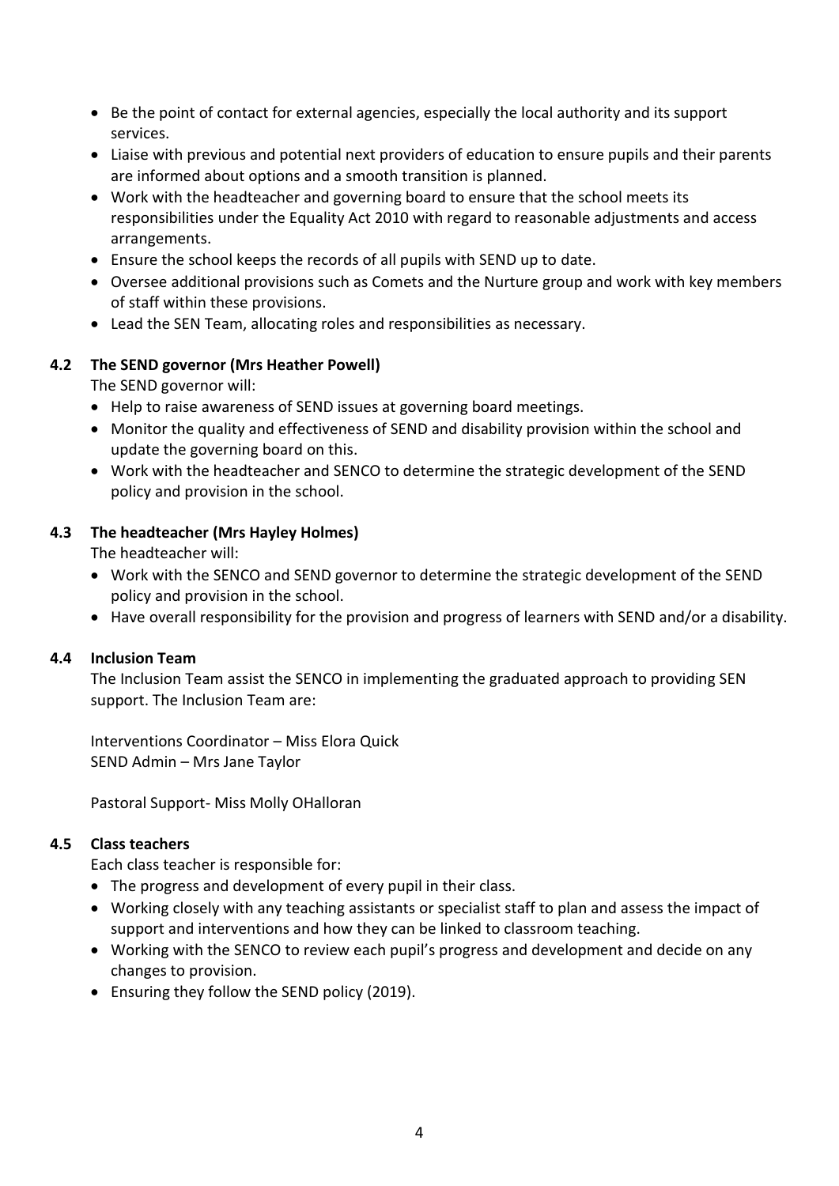- Be the point of contact for external agencies, especially the local authority and its support services.
- Liaise with previous and potential next providers of education to ensure pupils and their parents are informed about options and a smooth transition is planned.
- Work with the headteacher and governing board to ensure that the school meets its responsibilities under the Equality Act 2010 with regard to reasonable adjustments and access arrangements.
- Ensure the school keeps the records of all pupils with SEND up to date.
- Oversee additional provisions such as Comets and the Nurture group and work with key members of staff within these provisions.
- Lead the SEN Team, allocating roles and responsibilities as necessary.

### 4.2 The SEND governor (Mrs Heather Powell)

The SEND governor will:

- Help to raise awareness of SEND issues at governing board meetings.
- Monitor the quality and effectiveness of SEND and disability provision within the school and update the governing board on this.
- Work with the headteacher and SENCO to determine the strategic development of the SEND policy and provision in the school.

### 4.3 The headteacher (Mrs Hayley Holmes)

The headteacher will:

- Work with the SENCO and SEND governor to determine the strategic development of the SEND policy and provision in the school.
- Have overall responsibility for the provision and progress of learners with SEND and/or a disability.

### 4.4 Inclusion Team

The Inclusion Team assist the SENCO in implementing the graduated approach to providing SEN support. The Inclusion Team are:

Interventions Coordinator – Miss Elora Quick
SEND Admin – Mrs Jane Taylor

Pastoral Support- Miss Molly OHalloran

### 4.5 Class teachers

Each class teacher is responsible for:

- The progress and development of every pupil in their class.
- Working closely with any teaching assistants or specialist staff to plan and assess the impact of support and interventions and how they can be linked to classroom teaching.
- Working with the SENCO to review each pupil's progress and development and decide on any changes to provision.
- Ensuring they follow the SEND policy (2019).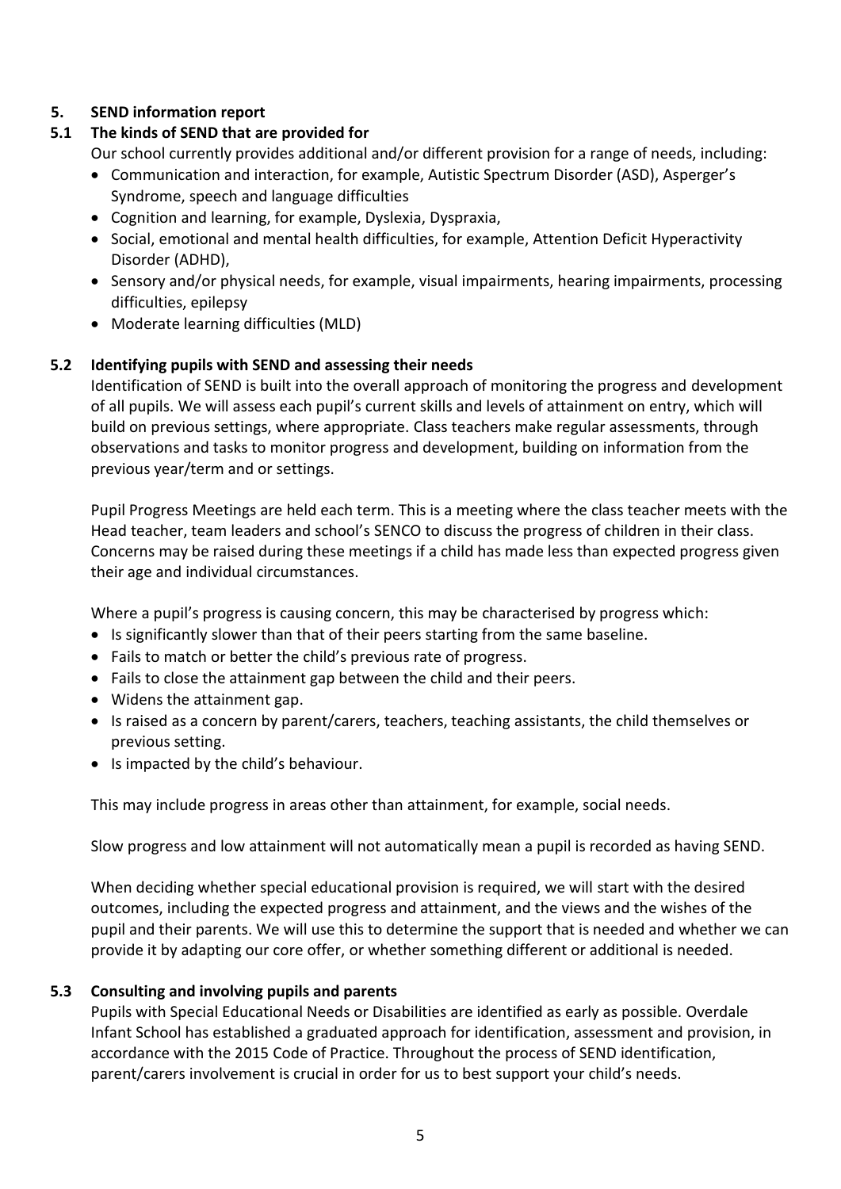## 5. SEND information report

### 5.1 The kinds of SEND that are provided for

Our school currently provides additional and/or different provision for a range of needs, including:

- Communication and interaction, for example, Autistic Spectrum Disorder (ASD), Asperger's Syndrome, speech and language difficulties
- Cognition and learning, for example, Dyslexia, Dyspraxia,
- Social, emotional and mental health difficulties, for example, Attention Deficit Hyperactivity Disorder (ADHD),
- Sensory and/or physical needs, for example, visual impairments, hearing impairments, processing difficulties, epilepsy
- Moderate learning difficulties (MLD)

### 5.2 Identifying pupils with SEND and assessing their needs

Identification of SEND is built into the overall approach of monitoring the progress and development of all pupils. We will assess each pupil's current skills and levels of attainment on entry, which will build on previous settings, where appropriate. Class teachers make regular assessments, through observations and tasks to monitor progress and development, building on information from the previous year/term and or settings.

Pupil Progress Meetings are held each term. This is a meeting where the class teacher meets with the Head teacher, team leaders and school's SENCO to discuss the progress of children in their class. Concerns may be raised during these meetings if a child has made less than expected progress given their age and individual circumstances.

Where a pupil's progress is causing concern, this may be characterised by progress which:

- Is significantly slower than that of their peers starting from the same baseline.
- Fails to match or better the child's previous rate of progress.
- Fails to close the attainment gap between the child and their peers.
- Widens the attainment gap.
- Is raised as a concern by parent/carers, teachers, teaching assistants, the child themselves or previous setting.
- Is impacted by the child's behaviour.

This may include progress in areas other than attainment, for example, social needs.

Slow progress and low attainment will not automatically mean a pupil is recorded as having SEND.

When deciding whether special educational provision is required, we will start with the desired outcomes, including the expected progress and attainment, and the views and the wishes of the pupil and their parents. We will use this to determine the support that is needed and whether we can provide it by adapting our core offer, or whether something different or additional is needed.

### 5.3 Consulting and involving pupils and parents

Pupils with Special Educational Needs or Disabilities are identified as early as possible. Overdale Infant School has established a graduated approach for identification, assessment and provision, in accordance with the 2015 Code of Practice. Throughout the process of SEND identification, parent/carers involvement is crucial in order for us to best support your child's needs.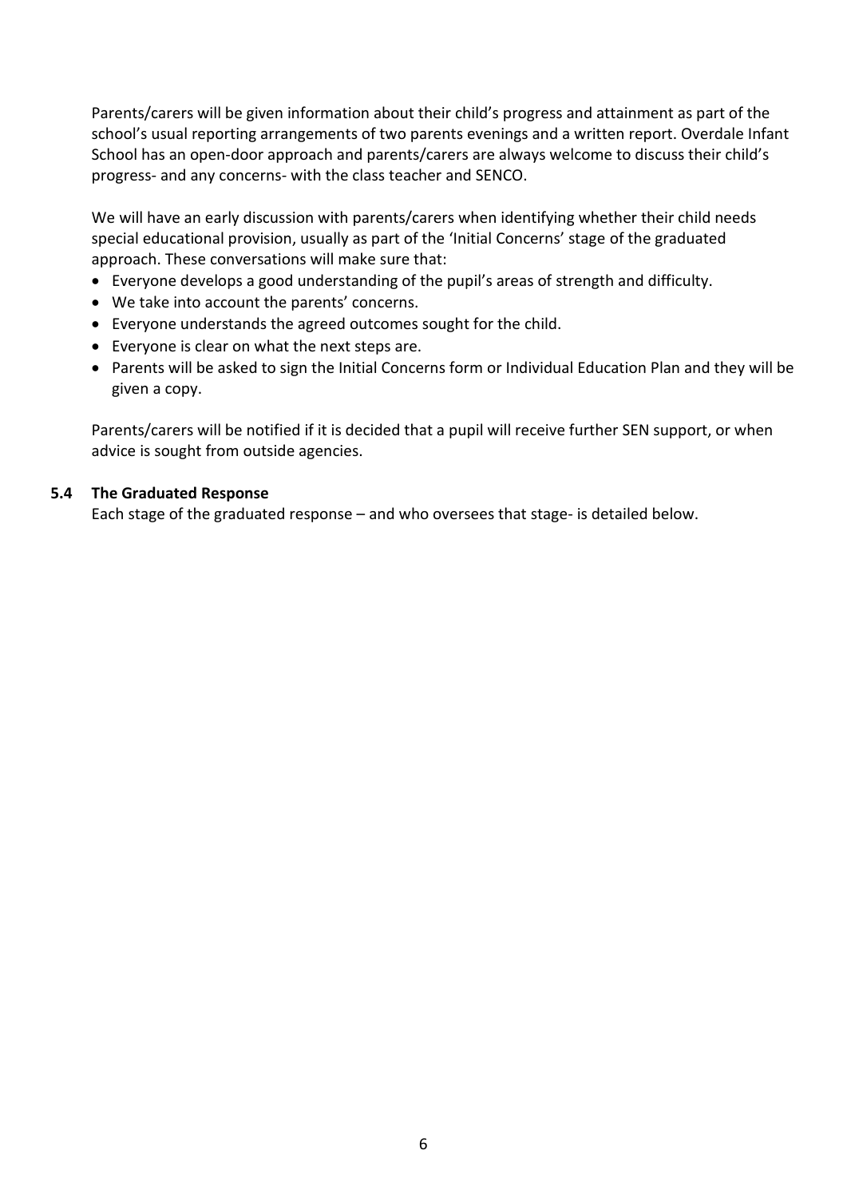Parents/carers will be given information about their child's progress and attainment as part of the school's usual reporting arrangements of two parents evenings and a written report. Overdale Infant School has an open-door approach and parents/carers are always welcome to discuss their child's progress- and any concerns- with the class teacher and SENCO.

We will have an early discussion with parents/carers when identifying whether their child needs special educational provision, usually as part of the 'Initial Concerns' stage of the graduated approach. These conversations will make sure that:

- Everyone develops a good understanding of the pupil's areas of strength and difficulty.
- We take into account the parents' concerns.
- Everyone understands the agreed outcomes sought for the child.
- Everyone is clear on what the next steps are.
- Parents will be asked to sign the Initial Concerns form or Individual Education Plan and they will be given a copy.

Parents/carers will be notified if it is decided that a pupil will receive further SEN support, or when advice is sought from outside agencies.

### 5.4 The Graduated Response

Each stage of the graduated response – and who oversees that stage- is detailed below.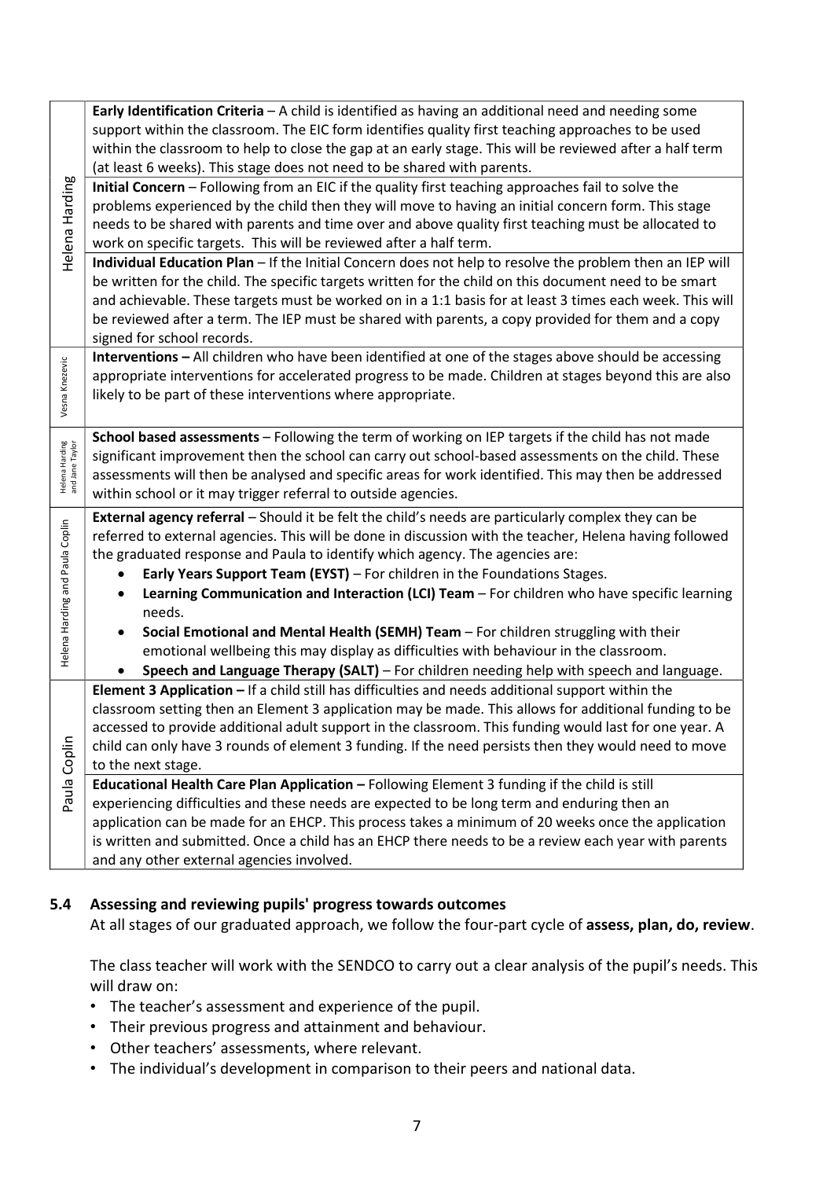| | |
|---|---|
| Helena Harding | **Early Identification Criteria** – A child is identified as having an additional need and needing some support within the classroom. The EIC form identifies quality first teaching approaches to be used within the classroom to help to close the gap at an early stage. This will be reviewed after a half term (at least 6 weeks). This stage does not need to be shared with parents. |
| | **Initial Concern** – Following from an EIC if the quality first teaching approaches fail to solve the problems experienced by the child then they will move to having an initial concern form. This stage needs to be shared with parents and time over and above quality first teaching must be allocated to work on specific targets. This will be reviewed after a half term. |
| | **Individual Education Plan** – If the Initial Concern does not help to resolve the problem then an IEP will be written for the child. The specific targets written for the child on this document need to be smart and achievable. These targets must be worked on in a 1:1 basis for at least 3 times each week. This will be reviewed after a term. The IEP must be shared with parents, a copy provided for them and a copy signed for school records. |
| Vesna Knezevic | **Interventions –** All children who have been identified at one of the stages above should be accessing appropriate interventions for accelerated progress to be made. Children at stages beyond this are also likely to be part of these interventions where appropriate. |
| Helena Harding and Jane Taylor | **School based assessments** – Following the term of working on IEP targets if the child has not made significant improvement then the school can carry out school-based assessments on the child. These assessments will then be analysed and specific areas for work identified. This may then be addressed within school or it may trigger referral to outside agencies. |
| Helena Harding and Paula Coplin | **External agency referral** – Should it be felt the child's needs are particularly complex they can be referred to external agencies. This will be done in discussion with the teacher, Helena having followed the graduated response and Paula to identify which agency. The agencies are:<br>• **Early Years Support Team (EYST)** – For children in the Foundations Stages.<br>• **Learning Communication and Interaction (LCI) Team** – For children who have specific learning needs.<br>• **Social Emotional and Mental Health (SEMH) Team** – For children struggling with their emotional wellbeing this may display as difficulties with behaviour in the classroom.<br>• **Speech and Language Therapy (SALT)** – For children needing help with speech and language. |
| Paula Coplin | **Element 3 Application –** If a child still has difficulties and needs additional support within the classroom setting then an Element 3 application may be made. This allows for additional funding to be accessed to provide additional adult support in the classroom. This funding would last for one year. A child can only have 3 rounds of element 3 funding. If the need persists then they would need to move to the next stage. |
| | **Educational Health Care Plan Application –** Following Element 3 funding if the child is still experiencing difficulties and these needs are expected to be long term and enduring then an application can be made for an EHCP. This process takes a minimum of 20 weeks once the application is written and submitted. Once a child has an EHCP there needs to be a review each year with parents and any other external agencies involved. |

### 5.4 Assessing and reviewing pupils' progress towards outcomes

At all stages of our graduated approach, we follow the four-part cycle of **assess, plan, do, review**.

The class teacher will work with the SENDCO to carry out a clear analysis of the pupil's needs. This will draw on:

- The teacher's assessment and experience of the pupil.
- Their previous progress and attainment and behaviour.
- Other teachers' assessments, where relevant.
- The individual's development in comparison to their peers and national data.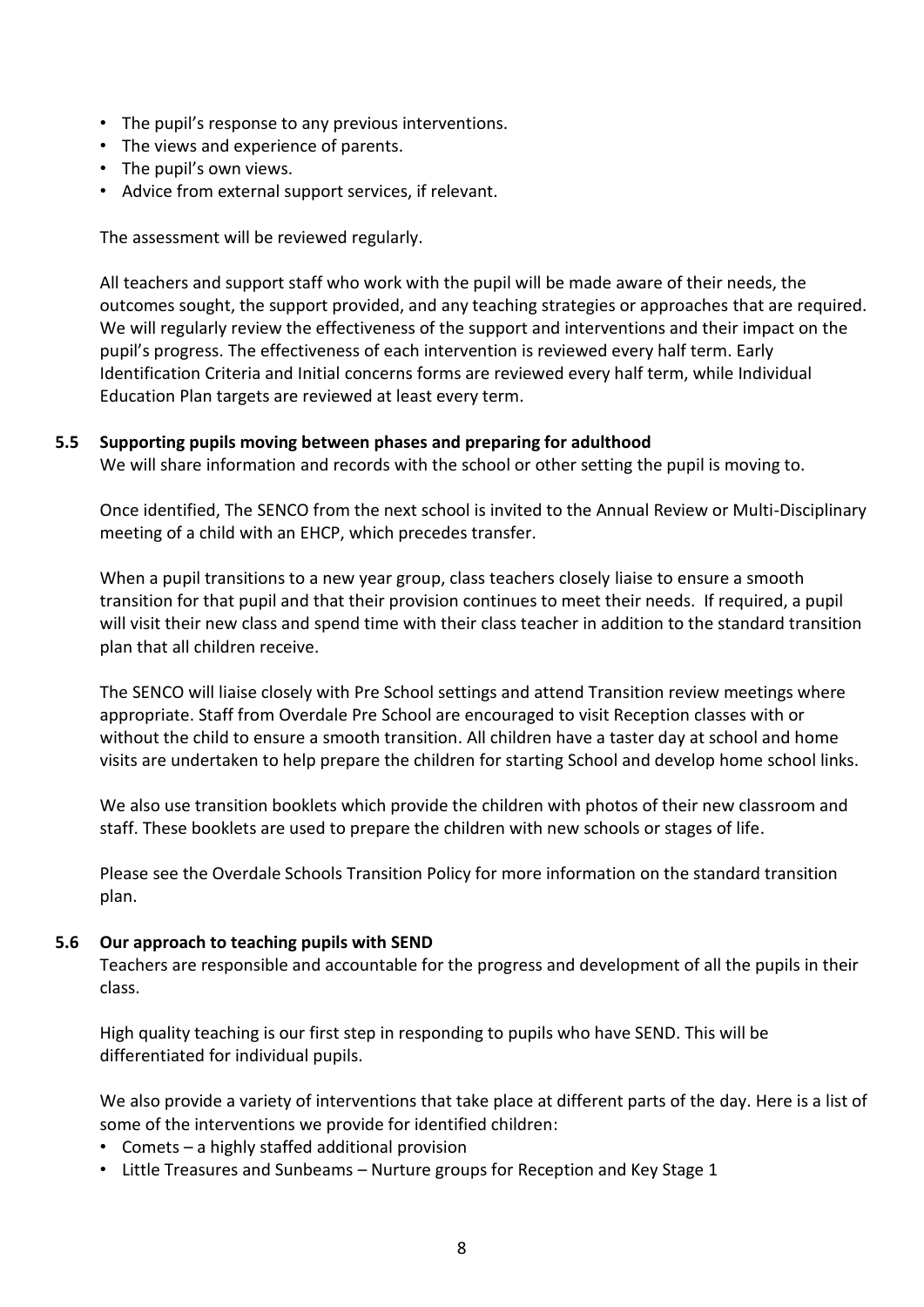- The pupil's response to any previous interventions.
- The views and experience of parents.
- The pupil's own views.
- Advice from external support services, if relevant.

The assessment will be reviewed regularly.

All teachers and support staff who work with the pupil will be made aware of their needs, the outcomes sought, the support provided, and any teaching strategies or approaches that are required. We will regularly review the effectiveness of the support and interventions and their impact on the pupil's progress. The effectiveness of each intervention is reviewed every half term. Early Identification Criteria and Initial concerns forms are reviewed every half term, while Individual Education Plan targets are reviewed at least every term.

### 5.5 Supporting pupils moving between phases and preparing for adulthood

We will share information and records with the school or other setting the pupil is moving to.

Once identified, The SENCO from the next school is invited to the Annual Review or Multi-Disciplinary meeting of a child with an EHCP, which precedes transfer.

When a pupil transitions to a new year group, class teachers closely liaise to ensure a smooth transition for that pupil and that their provision continues to meet their needs. If required, a pupil will visit their new class and spend time with their class teacher in addition to the standard transition plan that all children receive.

The SENCO will liaise closely with Pre School settings and attend Transition review meetings where appropriate. Staff from Overdale Pre School are encouraged to visit Reception classes with or without the child to ensure a smooth transition. All children have a taster day at school and home visits are undertaken to help prepare the children for starting School and develop home school links.

We also use transition booklets which provide the children with photos of their new classroom and staff. These booklets are used to prepare the children with new schools or stages of life.

Please see the Overdale Schools Transition Policy for more information on the standard transition plan.

### 5.6 Our approach to teaching pupils with SEND

Teachers are responsible and accountable for the progress and development of all the pupils in their class.

High quality teaching is our first step in responding to pupils who have SEND. This will be differentiated for individual pupils.

We also provide a variety of interventions that take place at different parts of the day. Here is a list of some of the interventions we provide for identified children:

- Comets – a highly staffed additional provision
- Little Treasures and Sunbeams – Nurture groups for Reception and Key Stage 1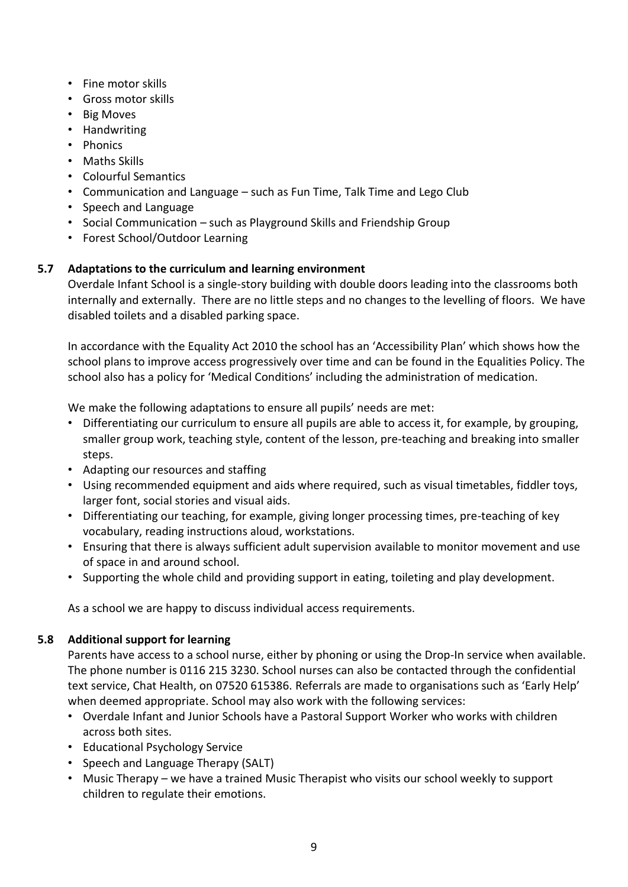- Fine motor skills
- Gross motor skills
- Big Moves
- Handwriting
- Phonics
- Maths Skills
- Colourful Semantics
- Communication and Language – such as Fun Time, Talk Time and Lego Club
- Speech and Language
- Social Communication – such as Playground Skills and Friendship Group
- Forest School/Outdoor Learning

### 5.7 Adaptations to the curriculum and learning environment

Overdale Infant School is a single-story building with double doors leading into the classrooms both internally and externally. There are no little steps and no changes to the levelling of floors. We have disabled toilets and a disabled parking space.

In accordance with the Equality Act 2010 the school has an 'Accessibility Plan' which shows how the school plans to improve access progressively over time and can be found in the Equalities Policy. The school also has a policy for 'Medical Conditions' including the administration of medication.

We make the following adaptations to ensure all pupils' needs are met:

- Differentiating our curriculum to ensure all pupils are able to access it, for example, by grouping, smaller group work, teaching style, content of the lesson, pre-teaching and breaking into smaller steps.
- Adapting our resources and staffing
- Using recommended equipment and aids where required, such as visual timetables, fiddler toys, larger font, social stories and visual aids.
- Differentiating our teaching, for example, giving longer processing times, pre-teaching of key vocabulary, reading instructions aloud, workstations.
- Ensuring that there is always sufficient adult supervision available to monitor movement and use of space in and around school.
- Supporting the whole child and providing support in eating, toileting and play development.

As a school we are happy to discuss individual access requirements.

### 5.8 Additional support for learning

Parents have access to a school nurse, either by phoning or using the Drop-In service when available. The phone number is 0116 215 3230. School nurses can also be contacted through the confidential text service, Chat Health, on 07520 615386. Referrals are made to organisations such as 'Early Help' when deemed appropriate. School may also work with the following services:

- Overdale Infant and Junior Schools have a Pastoral Support Worker who works with children across both sites.
- Educational Psychology Service
- Speech and Language Therapy (SALT)
- Music Therapy – we have a trained Music Therapist who visits our school weekly to support children to regulate their emotions.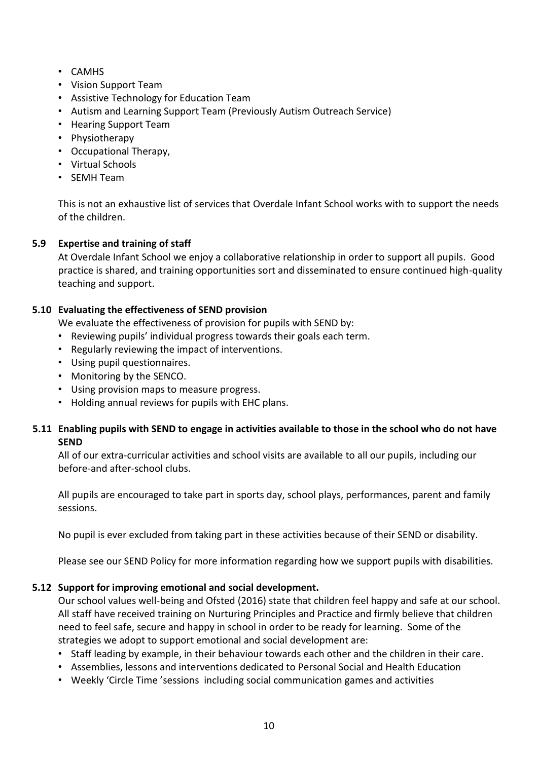- CAMHS
- Vision Support Team
- Assistive Technology for Education Team
- Autism and Learning Support Team (Previously Autism Outreach Service)
- Hearing Support Team
- Physiotherapy
- Occupational Therapy,
- Virtual Schools
- SEMH Team

This is not an exhaustive list of services that Overdale Infant School works with to support the needs of the children.

### 5.9 Expertise and training of staff

At Overdale Infant School we enjoy a collaborative relationship in order to support all pupils. Good practice is shared, and training opportunities sort and disseminated to ensure continued high-quality teaching and support.

### 5.10 Evaluating the effectiveness of SEND provision

We evaluate the effectiveness of provision for pupils with SEND by:

- Reviewing pupils' individual progress towards their goals each term.
- Regularly reviewing the impact of interventions.
- Using pupil questionnaires.
- Monitoring by the SENCO.
- Using provision maps to measure progress.
- Holding annual reviews for pupils with EHC plans.

### 5.11 Enabling pupils with SEND to engage in activities available to those in the school who do not have SEND

All of our extra-curricular activities and school visits are available to all our pupils, including our before-and after-school clubs.

All pupils are encouraged to take part in sports day, school plays, performances, parent and family sessions.

No pupil is ever excluded from taking part in these activities because of their SEND or disability.

Please see our SEND Policy for more information regarding how we support pupils with disabilities.

### 5.12 Support for improving emotional and social development.

Our school values well-being and Ofsted (2016) state that children feel happy and safe at our school. All staff have received training on Nurturing Principles and Practice and firmly believe that children need to feel safe, secure and happy in school in order to be ready for learning. Some of the strategies we adopt to support emotional and social development are:

- Staff leading by example, in their behaviour towards each other and the children in their care.
- Assemblies, lessons and interventions dedicated to Personal Social and Health Education
- Weekly 'Circle Time 'sessions including social communication games and activities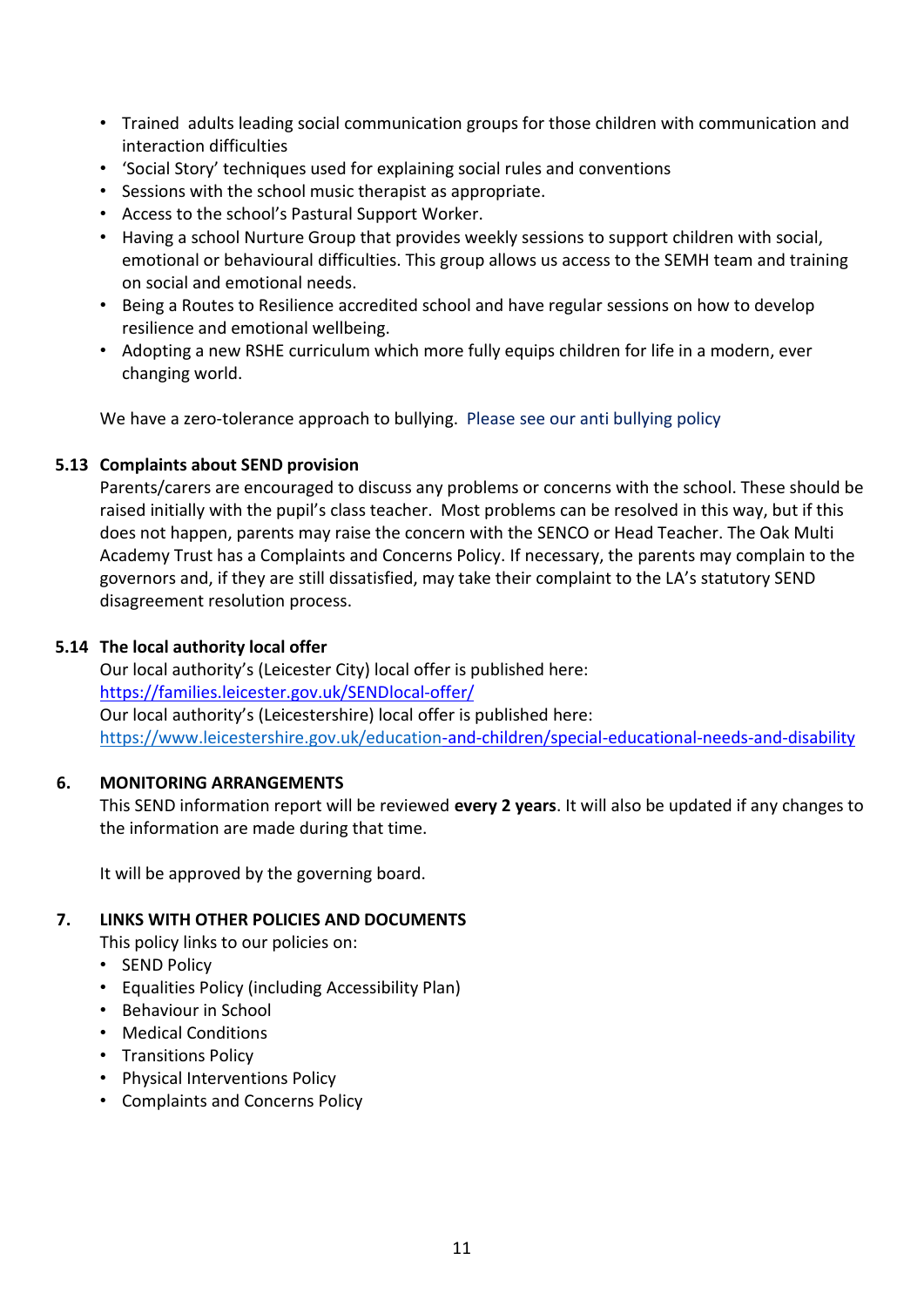- Trained adults leading social communication groups for those children with communication and interaction difficulties
- 'Social Story' techniques used for explaining social rules and conventions
- Sessions with the school music therapist as appropriate.
- Access to the school's Pastoral Support Worker.
- Having a school Nurture Group that provides weekly sessions to support children with social, emotional or behavioural difficulties. This group allows us access to the SEMH team and training on social and emotional needs.
- Being a Routes to Resilience accredited school and have regular sessions on how to develop resilience and emotional wellbeing.
- Adopting a new RSHE curriculum which more fully equips children for life in a modern, ever changing world.

We have a zero-tolerance approach to bullying. Please see our anti bullying policy

### 5.13 Complaints about SEND provision

Parents/carers are encouraged to discuss any problems or concerns with the school. These should be raised initially with the pupil's class teacher. Most problems can be resolved in this way, but if this does not happen, parents may raise the concern with the SENCO or Head Teacher. The Oak Multi Academy Trust has a Complaints and Concerns Policy. If necessary, the parents may complain to the governors and, if they are still dissatisfied, may take their complaint to the LA's statutory SEND disagreement resolution process.

### 5.14 The local authority local offer

Our local authority's (Leicester City) local offer is published here:
https://families.leicester.gov.uk/SENDlocal-offer/
Our local authority's (Leicestershire) local offer is published here:
https://www.leicestershire.gov.uk/education-and-children/special-educational-needs-and-disability

## 6. MONITORING ARRANGEMENTS

This SEND information report will be reviewed **every 2 years**. It will also be updated if any changes to the information are made during that time.

It will be approved by the governing board.

## 7. LINKS WITH OTHER POLICIES AND DOCUMENTS

This policy links to our policies on:

- SEND Policy
- Equalities Policy (including Accessibility Plan)
- Behaviour in School
- Medical Conditions
- Transitions Policy
- Physical Interventions Policy
- Complaints and Concerns Policy